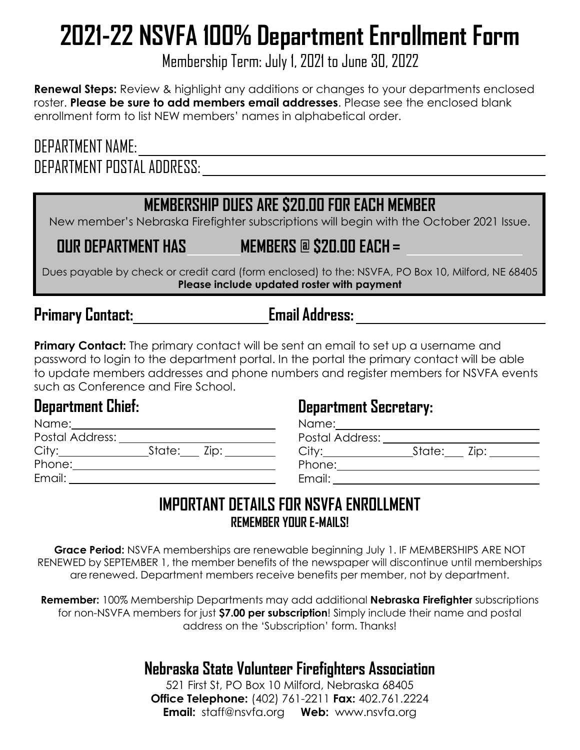# 2021-22 NSVFA 100% Department Enrollment Form

Membership Term: July 1, 2021 to June 30, 2022

**Renewal Steps:** Review & highlight any additions or changes to your departments enclosed roster. **Please be sure to add members email addresses**. Please see the enclosed blank enrollment form to list NEW members' names in alphabetical order.

DEPARTMENT NAME: ____________________________________________

DEPARTMENT POSTAL ADDRESS: ____________________________________________

## MEMBERSHIP DUES ARE $20.00 FOR EACH MEMBER

New member's Nebraska Firefighter subscriptions will begin with the October 2021 Issue.

**OUR DEPARTMENT HAS ________ MEMBERS @ $20.00 EACH = ________________**

Dues payable by check or credit card (form enclosed) to the: NSVFA, PO Box 10, Milford, NE 68405

**Please include updated roster with payment**

**Primary Contact:** ____________________ **Email Address:** ____________________

**Primary Contact:** The primary contact will be sent an email to set up a username and password to login to the department portal. In the portal the primary contact will be able to update members addresses and phone numbers and register members for NSVFA events such as Conference and Fire School.

### Department Chief:

Name: ____________________________________

Postal Address: ____________________________

City: ______________ State: ___ Zip: ________

Phone: ___________________________________

Email: ____________________________________

### Department Secretary:

Name: ____________________________________

Postal Address: ____________________________

City: ______________ State: ___ Zip: ________

Phone: ___________________________________

Email: ____________________________________

## IMPORTANT DETAILS FOR NSVFA ENROLLMENT

**REMEMBER YOUR E-MAILS!**

**Grace Period:** NSVFA memberships are renewable beginning July 1. IF MEMBERSHIPS ARE NOT RENEWED by SEPTEMBER 1, the member benefits of the newspaper will discontinue until memberships are renewed. Department members receive benefits per member, not by department.

**Remember:** 100% Membership Departments may add additional **Nebraska Firefighter** subscriptions for non-NSVFA members for just **$7.00 per subscription**! Simply include their name and postal address on the 'Subscription' form. Thanks!

## Nebraska State Volunteer Firefighters Association

521 First St, PO Box 10 Milford, Nebraska 68405

**Office Telephone:** (402) 761-2211 **Fax:** 402.761.2224

**Email:** staff@nsvfa.org **Web:** www.nsvfa.org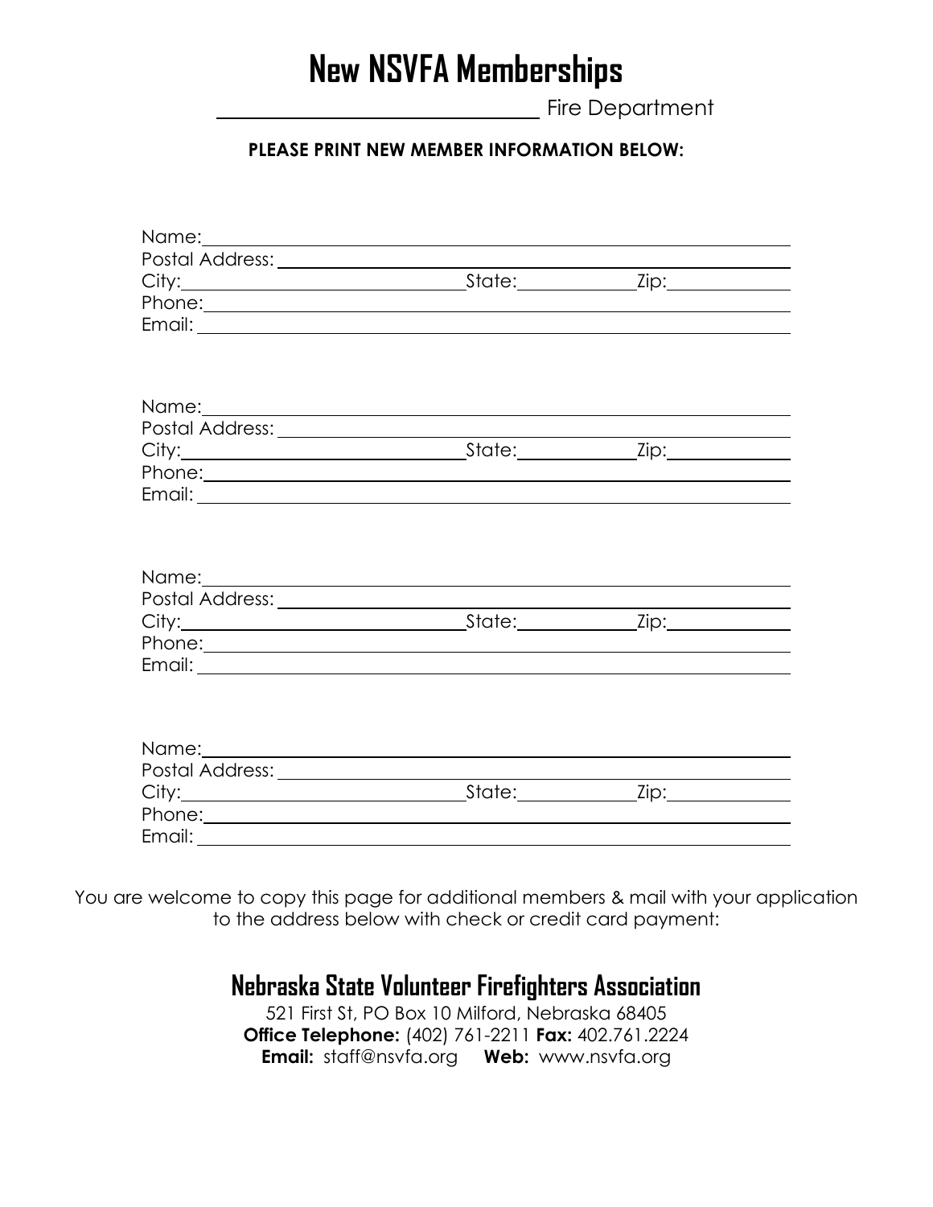# New NSVFA Memberships

_______________________________ Fire Department

**PLEASE PRINT NEW MEMBER INFORMATION BELOW:**

Name: ____________________________________________
Postal Address: ____________________________________
City: ______________________ State: __________ Zip: __________
Phone: ____________________________________________
Email: ____________________________________________

Name: ____________________________________________
Postal Address: ____________________________________
City: ______________________ State: __________ Zip: __________
Phone: ____________________________________________
Email: ____________________________________________

Name: ____________________________________________
Postal Address: ____________________________________
City: ______________________ State: __________ Zip: __________
Phone: ____________________________________________
Email: ____________________________________________

Name: ____________________________________________
Postal Address: ____________________________________
City: ______________________ State: __________ Zip: __________
Phone: ____________________________________________
Email: ____________________________________________

You are welcome to copy this page for additional members & mail with your application to the address below with check or credit card payment:

## Nebraska State Volunteer Firefighters Association

521 First St, PO Box 10 Milford, Nebraska 68405
**Office Telephone:** (402) 761-2211 **Fax:** 402.761.2224
**Email:** staff@nsvfa.org **Web:** www.nsvfa.org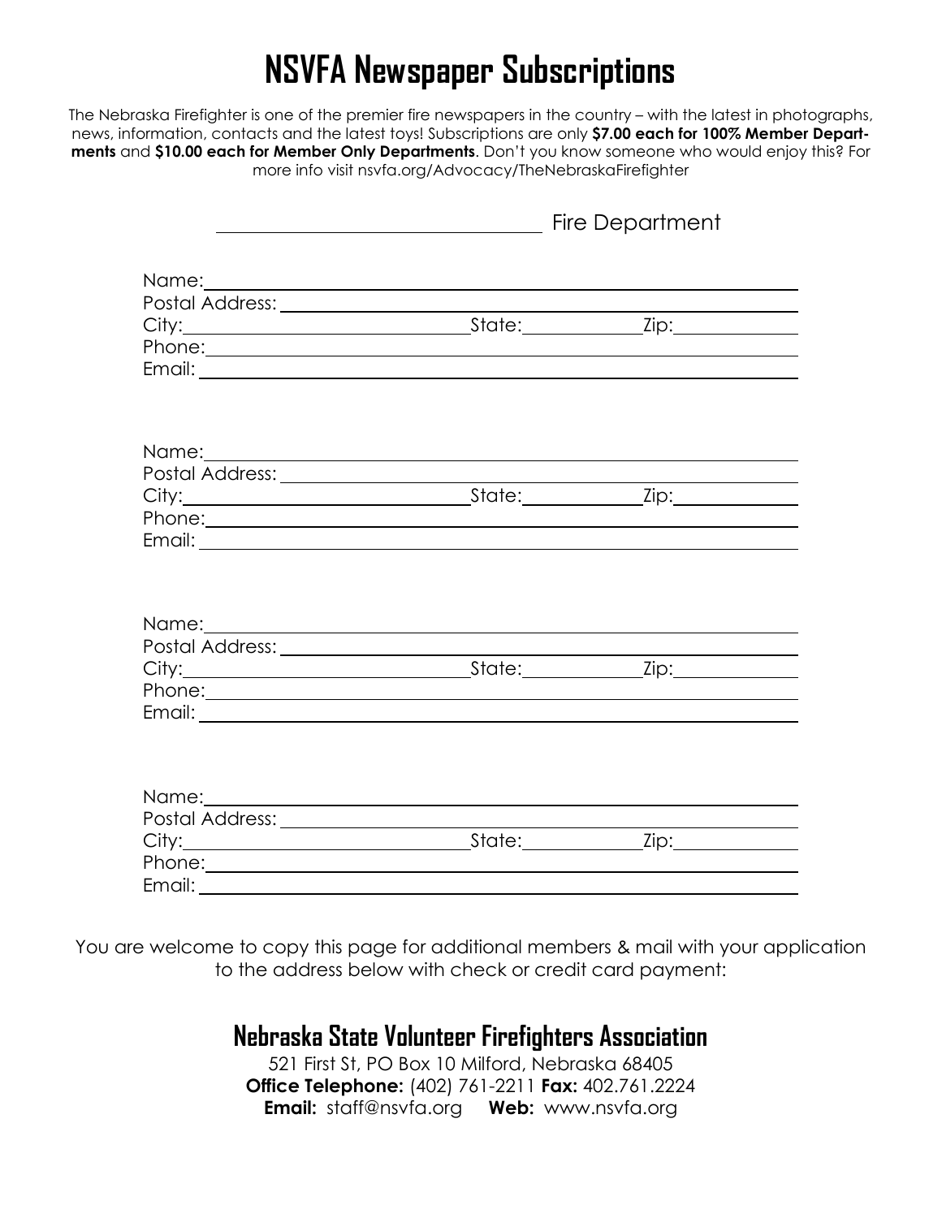# NSVFA Newspaper Subscriptions

The Nebraska Firefighter is one of the premier fire newspapers in the country – with the latest in photographs, news, information, contacts and the latest toys! Subscriptions are only **$7.00 each for 100% Member Departments** and **$10.00 each for Member Only Departments**. Don't you know someone who would enjoy this? For more info visit nsvfa.org/Advocacy/TheNebraskaFirefighter

________________________________ Fire Department

Name: ____________________________________________
Postal Address: ____________________________________
City: ______________________ State: __________ Zip: __________
Phone: ____________________________________________
Email: ____________________________________________

Name: ____________________________________________
Postal Address: ____________________________________
City: ______________________ State: __________ Zip: __________
Phone: ____________________________________________
Email: ____________________________________________

Name: ____________________________________________
Postal Address: ____________________________________
City: ______________________ State: __________ Zip: __________
Phone: ____________________________________________
Email: ____________________________________________

Name: ____________________________________________
Postal Address: ____________________________________
City: ______________________ State: __________ Zip: __________
Phone: ____________________________________________
Email: ____________________________________________

You are welcome to copy this page for additional members & mail with your application to the address below with check or credit card payment:

## Nebraska State Volunteer Firefighters Association

521 First St, PO Box 10 Milford, Nebraska 68405
**Office Telephone:** (402) 761-2211 **Fax:** 402.761.2224
**Email:** staff@nsvfa.org **Web:** www.nsvfa.org